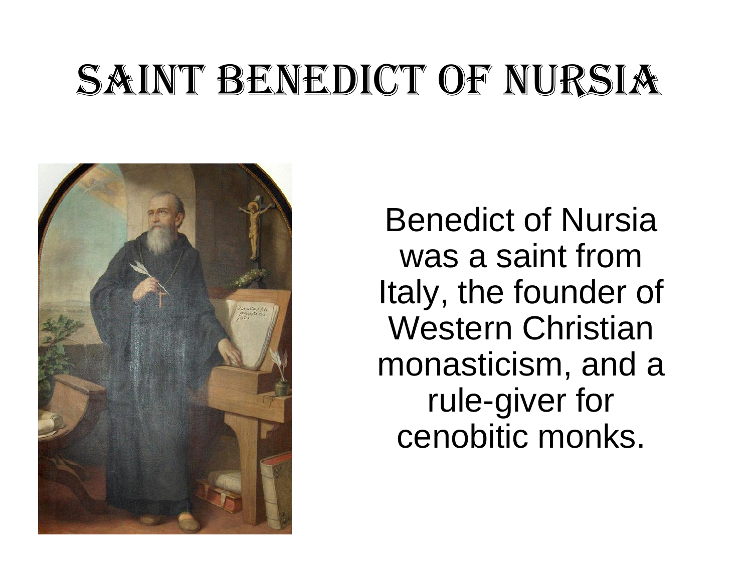# Saint Benedict of Nursia

Benedict of Nursia was a saint from Italy, the founder of Western Christian monasticism, and a rule-giver for cenobitic monks.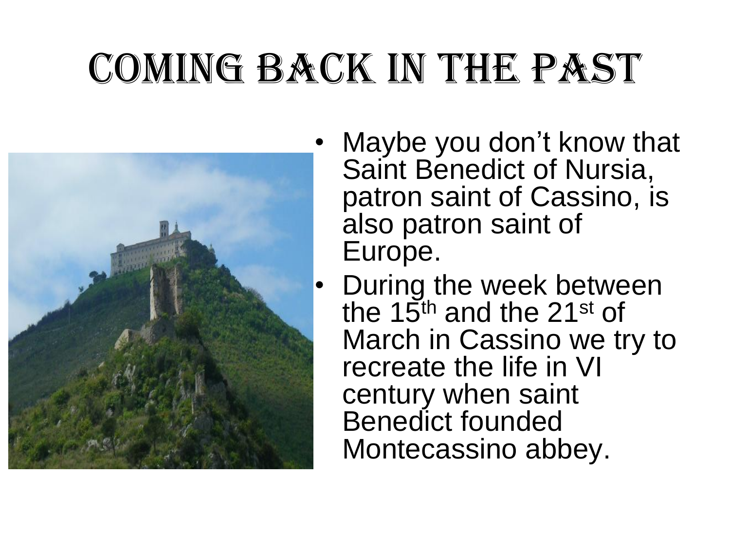# Coming back in the past

- Maybe you don't know that Saint Benedict of Nursia, patron saint of Cassino, is also patron saint of Europe.
- During the week between the 15th and the 21st of March in Cassino we try to recreate the life in VI century when saint Benedict founded Montecassino abbey.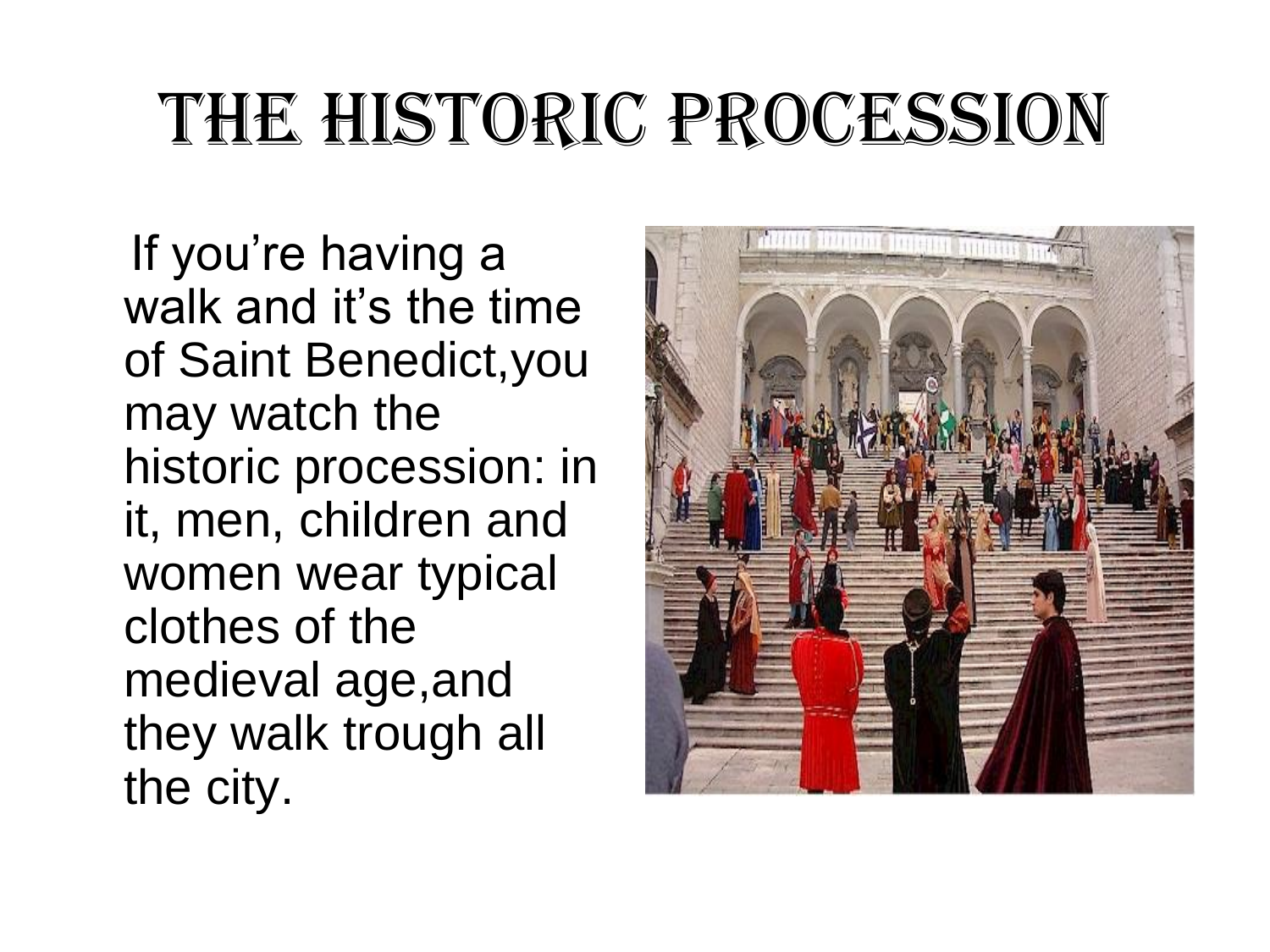# The Historic Procession

If you're having a walk and it's the time of Saint Benedict,you may watch the historic procession: in it, men, children and women wear typical clothes of the medieval age,and they walk trough all the city.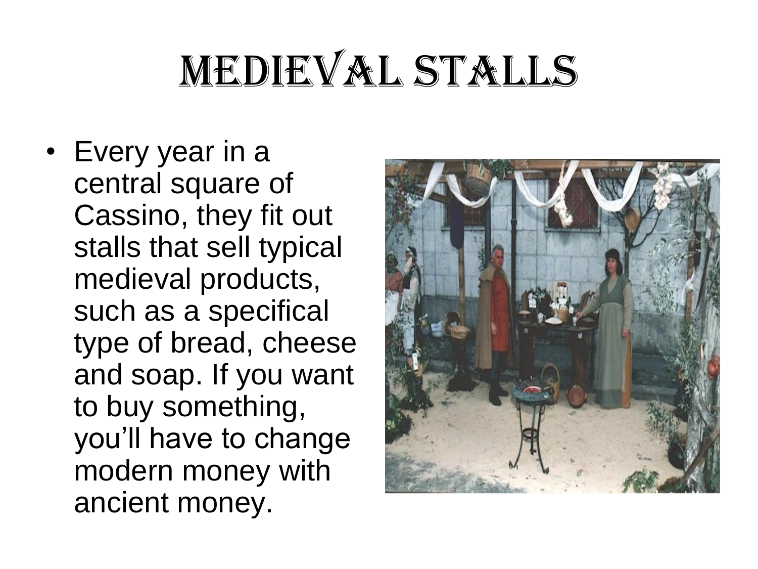# Medieval Stalls

- Every year in a central square of Cassino, they fit out stalls that sell typical medieval products, such as a specifical type of bread, cheese and soap. If you want to buy something, you'll have to change modern money with ancient money.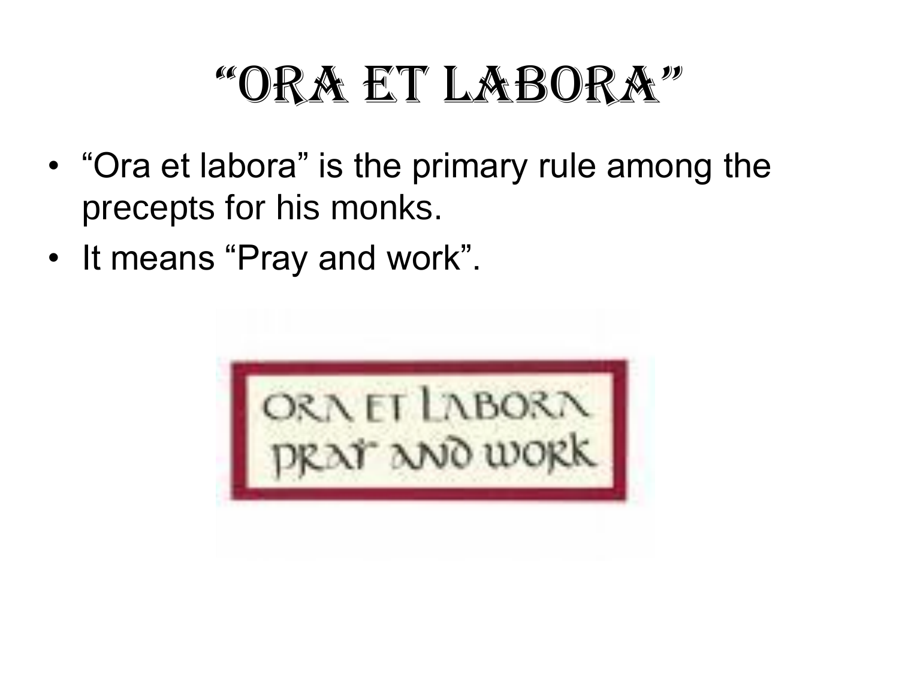# "Ora et Labora"

- "Ora et labora" is the primary rule among the precepts for his monks.
- It means "Pray and work".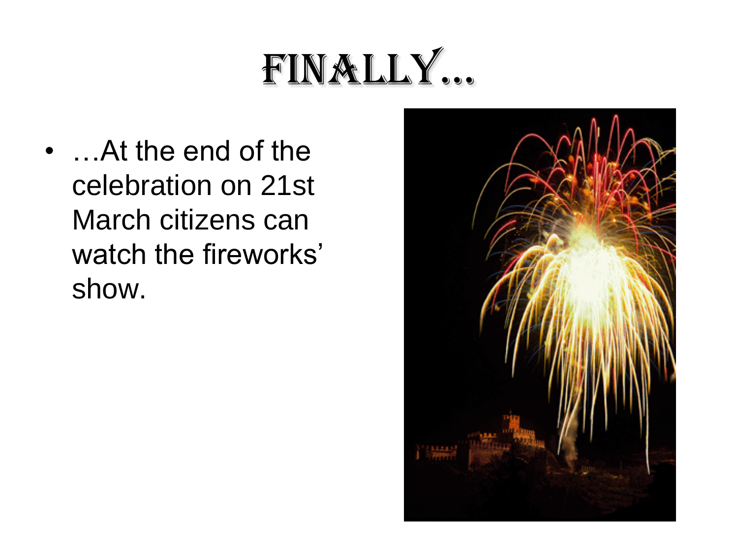# FINALLY…

- …At the end of the celebration on 21st March citizens can watch the fireworks' show.